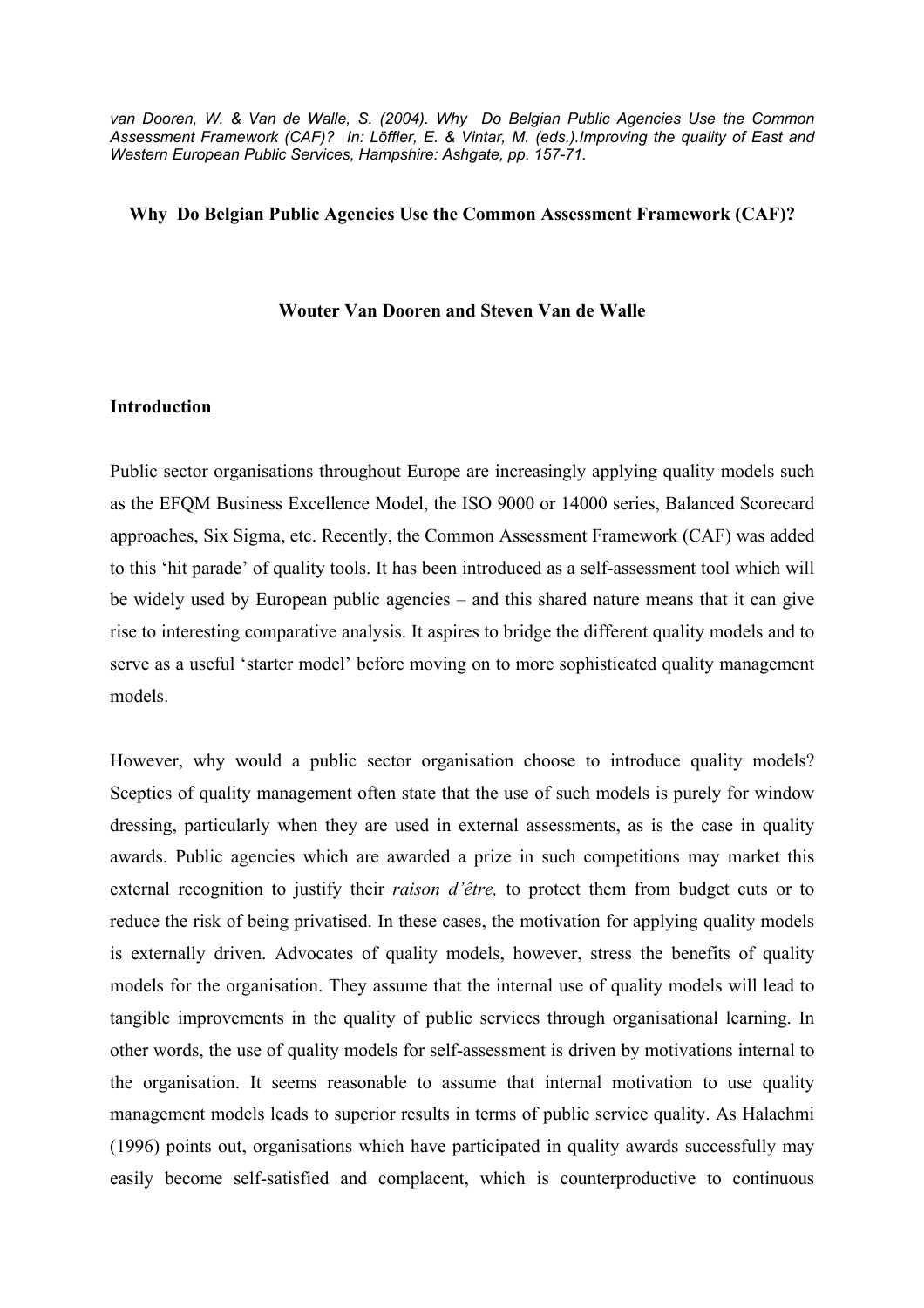*van Dooren, W. & Van de Walle, S. (2004). Why Do Belgian Public Agencies Use the Common Assessment Framework (CAF)? In: Löffler, E. & Vintar, M. (eds.).Improving the quality of East and Western European Public Services, Hampshire: Ashgate, pp. 157-71.*

# Why Do Belgian Public Agencies Use the Common Assessment Framework (CAF)?

**Wouter Van Dooren and Steven Van de Walle**

## Introduction

Public sector organisations throughout Europe are increasingly applying quality models such as the EFQM Business Excellence Model, the ISO 9000 or 14000 series, Balanced Scorecard approaches, Six Sigma, etc. Recently, the Common Assessment Framework (CAF) was added to this 'hit parade' of quality tools. It has been introduced as a self-assessment tool which will be widely used by European public agencies – and this shared nature means that it can give rise to interesting comparative analysis. It aspires to bridge the different quality models and to serve as a useful 'starter model' before moving on to more sophisticated quality management models.

However, why would a public sector organisation choose to introduce quality models? Sceptics of quality management often state that the use of such models is purely for window dressing, particularly when they are used in external assessments, as is the case in quality awards. Public agencies which are awarded a prize in such competitions may market this external recognition to justify their *raison d'être,* to protect them from budget cuts or to reduce the risk of being privatised. In these cases, the motivation for applying quality models is externally driven. Advocates of quality models, however, stress the benefits of quality models for the organisation. They assume that the internal use of quality models will lead to tangible improvements in the quality of public services through organisational learning. In other words, the use of quality models for self-assessment is driven by motivations internal to the organisation. It seems reasonable to assume that internal motivation to use quality management models leads to superior results in terms of public service quality. As Halachmi (1996) points out, organisations which have participated in quality awards successfully may easily become self-satisfied and complacent, which is counterproductive to continuous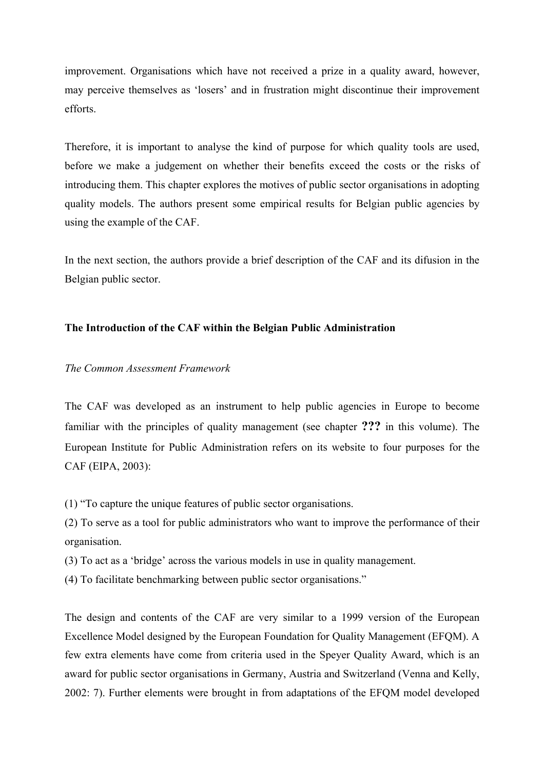improvement. Organisations which have not received a prize in a quality award, however, may perceive themselves as 'losers' and in frustration might discontinue their improvement efforts.

Therefore, it is important to analyse the kind of purpose for which quality tools are used, before we make a judgement on whether their benefits exceed the costs or the risks of introducing them. This chapter explores the motives of public sector organisations in adopting quality models. The authors present some empirical results for Belgian public agencies by using the example of the CAF.

In the next section, the authors provide a brief description of the CAF and its difusion in the Belgian public sector.

## The Introduction of the CAF within the Belgian Public Administration

### *The Common Assessment Framework*

The CAF was developed as an instrument to help public agencies in Europe to become familiar with the principles of quality management (see chapter **???** in this volume). The European Institute for Public Administration refers on its website to four purposes for the CAF (EIPA, 2003):

(1) "To capture the unique features of public sector organisations.
(2) To serve as a tool for public administrators who want to improve the performance of their organisation.
(3) To act as a 'bridge' across the various models in use in quality management.
(4) To facilitate benchmarking between public sector organisations."

The design and contents of the CAF are very similar to a 1999 version of the European Excellence Model designed by the European Foundation for Quality Management (EFQM). A few extra elements have come from criteria used in the Speyer Quality Award, which is an award for public sector organisations in Germany, Austria and Switzerland (Venna and Kelly, 2002: 7). Further elements were brought in from adaptations of the EFQM model developed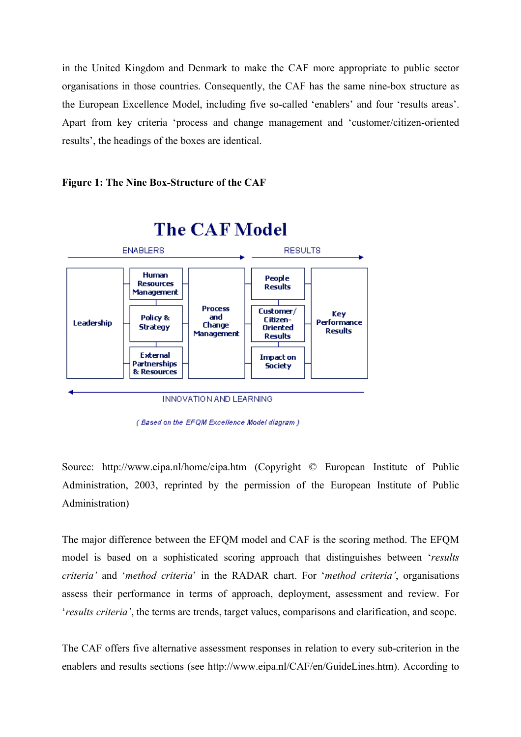in the United Kingdom and Denmark to make the CAF more appropriate to public sector organisations in those countries. Consequently, the CAF has the same nine-box structure as the European Excellence Model, including five so-called 'enablers' and four 'results areas'. Apart from key criteria 'process and change management and 'customer/citizen-oriented results', the headings of the boxes are identical.

**Figure 1: The Nine Box-Structure of the CAF**

Source: http://www.eipa.nl/home/eipa.htm (Copyright © European Institute of Public Administration, 2003, reprinted by the permission of the European Institute of Public Administration)

The major difference between the EFQM model and CAF is the scoring method. The EFQM model is based on a sophisticated scoring approach that distinguishes between '*results criteria'* and '*method criteria*' in the RADAR chart. For '*method criteria'*, organisations assess their performance in terms of approach, deployment, assessment and review. For '*results criteria'*, the terms are trends, target values, comparisons and clarification, and scope.

The CAF offers five alternative assessment responses in relation to every sub-criterion in the enablers and results sections (see http://www.eipa.nl/CAF/en/GuideLines.htm). According to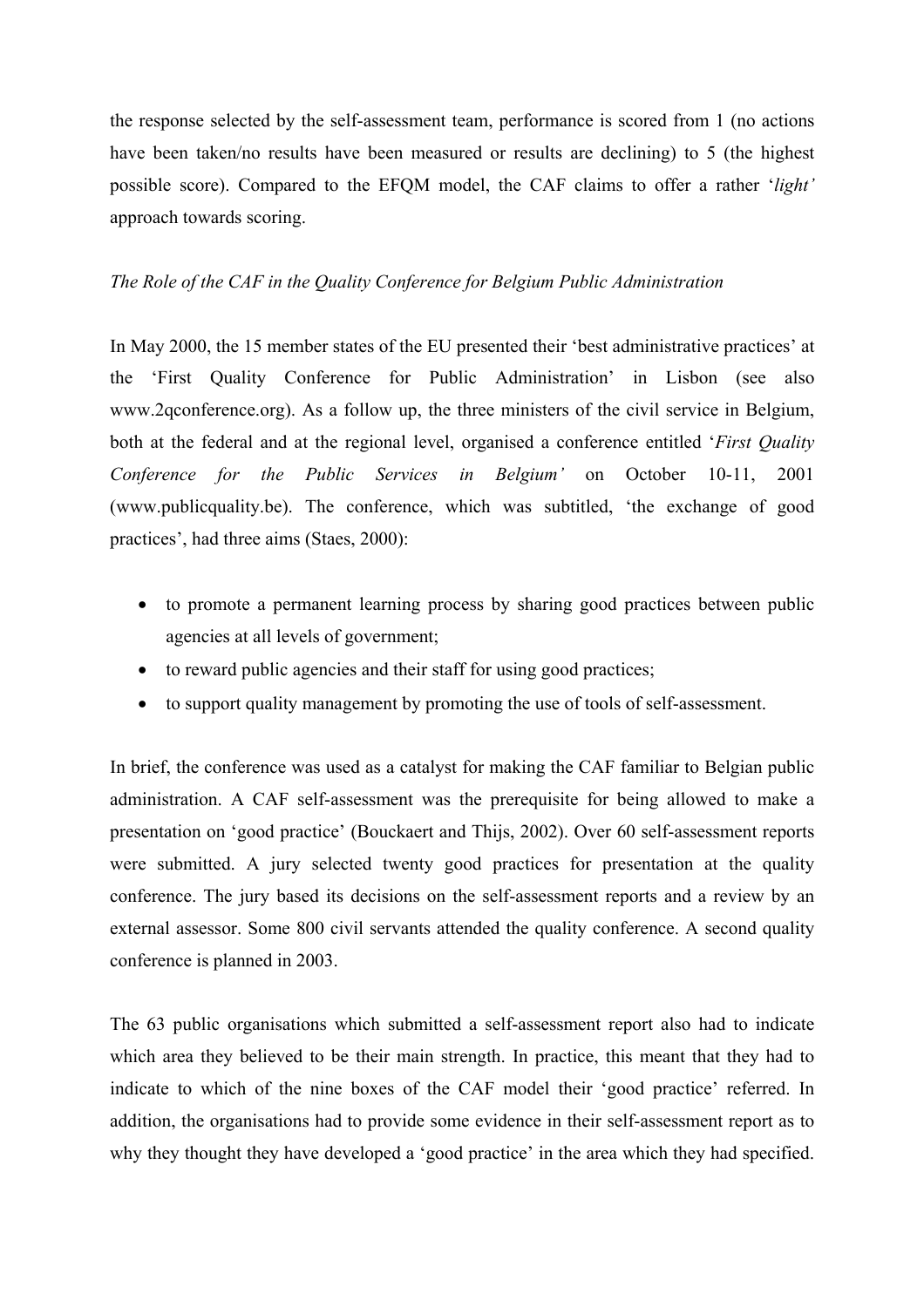the response selected by the self-assessment team, performance is scored from 1 (no actions have been taken/no results have been measured or results are declining) to 5 (the highest possible score). Compared to the EFQM model, the CAF claims to offer a rather '*light'* approach towards scoring.

*The Role of the CAF in the Quality Conference for Belgium Public Administration*

In May 2000, the 15 member states of the EU presented their 'best administrative practices' at the 'First Quality Conference for Public Administration' in Lisbon (see also www.2qconference.org). As a follow up, the three ministers of the civil service in Belgium, both at the federal and at the regional level, organised a conference entitled '*First Quality Conference for the Public Services in Belgium'* on October 10-11, 2001 (www.publicquality.be). The conference, which was subtitled, 'the exchange of good practices', had three aims (Staes, 2000):

- to promote a permanent learning process by sharing good practices between public agencies at all levels of government;
- to reward public agencies and their staff for using good practices;
- to support quality management by promoting the use of tools of self-assessment.

In brief, the conference was used as a catalyst for making the CAF familiar to Belgian public administration. A CAF self-assessment was the prerequisite for being allowed to make a presentation on 'good practice' (Bouckaert and Thijs, 2002). Over 60 self-assessment reports were submitted. A jury selected twenty good practices for presentation at the quality conference. The jury based its decisions on the self-assessment reports and a review by an external assessor. Some 800 civil servants attended the quality conference. A second quality conference is planned in 2003.

The 63 public organisations which submitted a self-assessment report also had to indicate which area they believed to be their main strength. In practice, this meant that they had to indicate to which of the nine boxes of the CAF model their 'good practice' referred. In addition, the organisations had to provide some evidence in their self-assessment report as to why they thought they have developed a 'good practice' in the area which they had specified.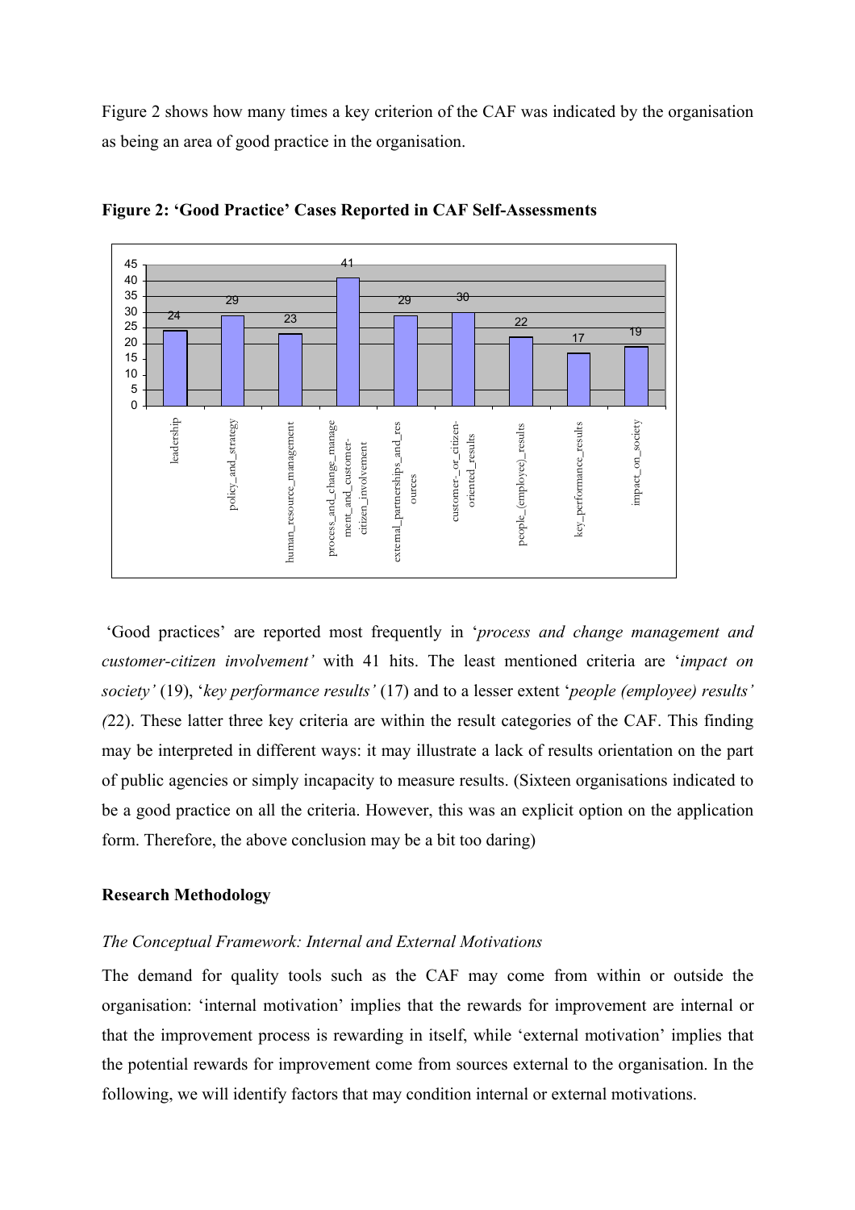Figure 2 shows how many times a key criterion of the CAF was indicated by the organisation as being an area of good practice in the organisation.

**Figure 2: 'Good Practice' Cases Reported in CAF Self-Assessments**

| Criterion | Cases |
|---|---|
| leadership | 24 |
| policy_and_strategy | 29 |
| human_resource_management | 23 |
| process_and_change_management_and_customer-citizen_involvement | 41 |
| external_partnerships_and_resources | 29 |
| customer-_or_citizen-oriented_results | 30 |
| people_(employee)_results | 22 |
| key_performance_results | 17 |
| impact_on_society | 19 |

'Good practices' are reported most frequently in '*process and change management and customer-citizen involvement'* with 41 hits. The least mentioned criteria are '*impact on society'* (19), '*key performance results'* (17) and to a lesser extent '*people (employee) results' (*22). These latter three key criteria are within the result categories of the CAF. This finding may be interpreted in different ways: it may illustrate a lack of results orientation on the part of public agencies or simply incapacity to measure results. (Sixteen organisations indicated to be a good practice on all the criteria. However, this was an explicit option on the application form. Therefore, the above conclusion may be a bit too daring)

## Research Methodology

### *The Conceptual Framework: Internal and External Motivations*

The demand for quality tools such as the CAF may come from within or outside the organisation: 'internal motivation' implies that the rewards for improvement are internal or that the improvement process is rewarding in itself, while 'external motivation' implies that the potential rewards for improvement come from sources external to the organisation. In the following, we will identify factors that may condition internal or external motivations.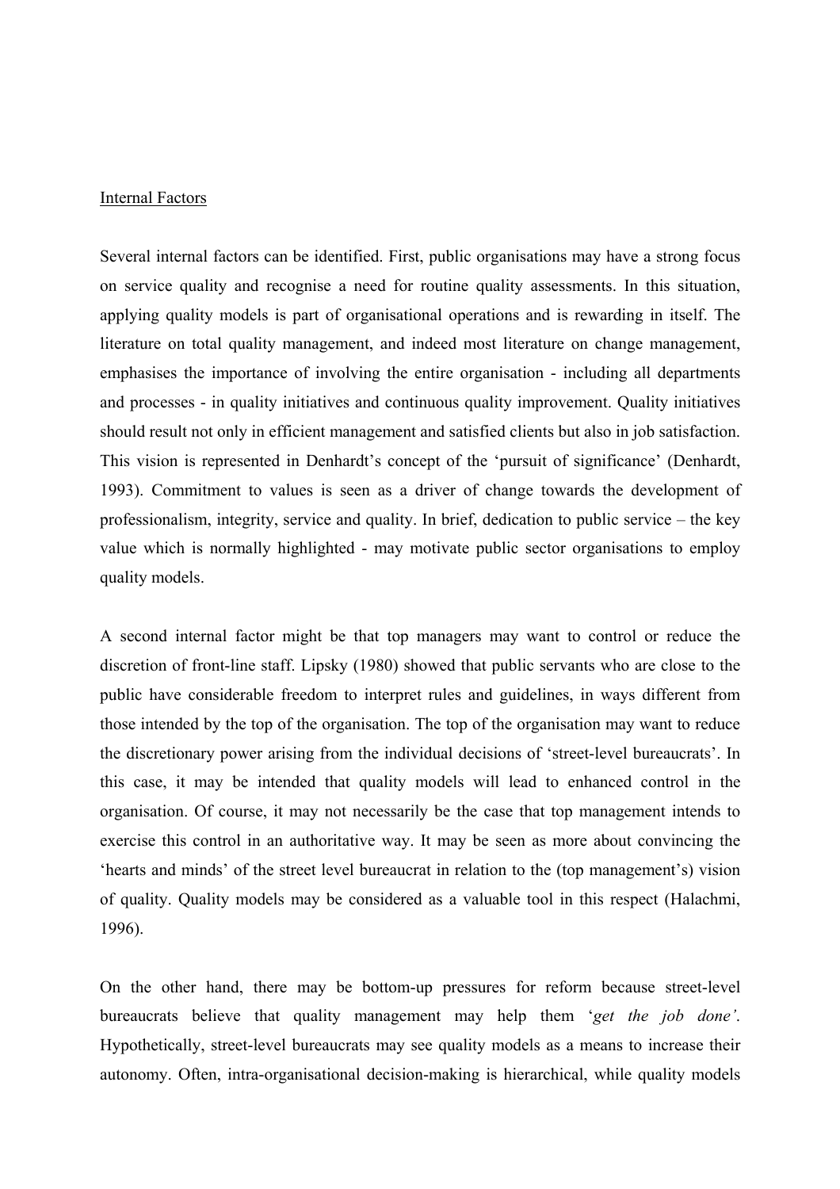Internal Factors

Several internal factors can be identified. First, public organisations may have a strong focus on service quality and recognise a need for routine quality assessments. In this situation, applying quality models is part of organisational operations and is rewarding in itself. The literature on total quality management, and indeed most literature on change management, emphasises the importance of involving the entire organisation - including all departments and processes - in quality initiatives and continuous quality improvement. Quality initiatives should result not only in efficient management and satisfied clients but also in job satisfaction. This vision is represented in Denhardt's concept of the 'pursuit of significance' (Denhardt, 1993). Commitment to values is seen as a driver of change towards the development of professionalism, integrity, service and quality. In brief, dedication to public service – the key value which is normally highlighted - may motivate public sector organisations to employ quality models.

A second internal factor might be that top managers may want to control or reduce the discretion of front-line staff. Lipsky (1980) showed that public servants who are close to the public have considerable freedom to interpret rules and guidelines, in ways different from those intended by the top of the organisation. The top of the organisation may want to reduce the discretionary power arising from the individual decisions of 'street-level bureaucrats'. In this case, it may be intended that quality models will lead to enhanced control in the organisation. Of course, it may not necessarily be the case that top management intends to exercise this control in an authoritative way. It may be seen as more about convincing the 'hearts and minds' of the street level bureaucrat in relation to the (top management's) vision of quality. Quality models may be considered as a valuable tool in this respect (Halachmi, 1996).

On the other hand, there may be bottom-up pressures for reform because street-level bureaucrats believe that quality management may help them '*get the job done'*. Hypothetically, street-level bureaucrats may see quality models as a means to increase their autonomy. Often, intra-organisational decision-making is hierarchical, while quality models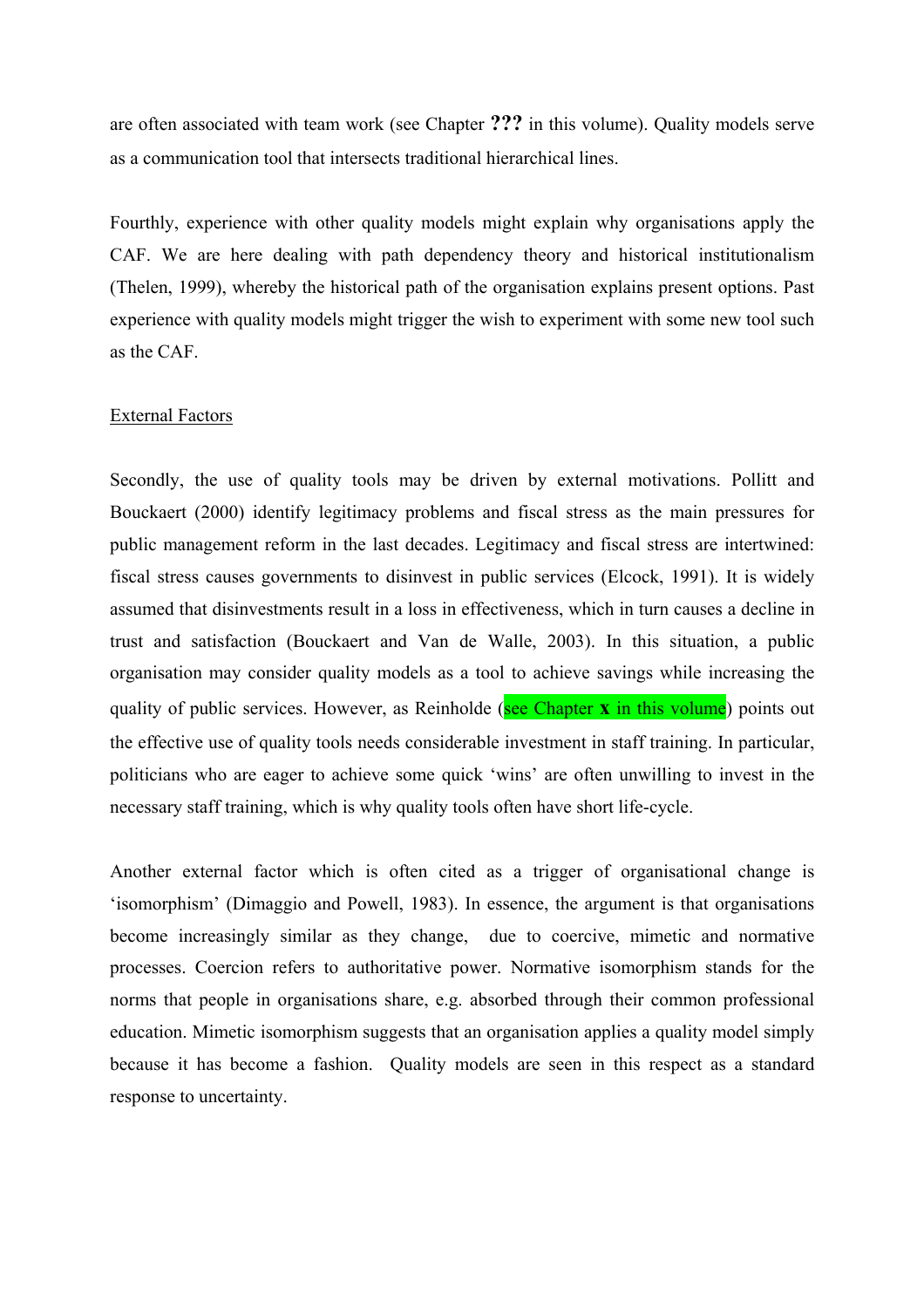are often associated with team work (see Chapter **???** in this volume). Quality models serve as a communication tool that intersects traditional hierarchical lines.

Fourthly, experience with other quality models might explain why organisations apply the CAF. We are here dealing with path dependency theory and historical institutionalism (Thelen, 1999), whereby the historical path of the organisation explains present options. Past experience with quality models might trigger the wish to experiment with some new tool such as the CAF.

External Factors

Secondly, the use of quality tools may be driven by external motivations. Pollitt and Bouckaert (2000) identify legitimacy problems and fiscal stress as the main pressures for public management reform in the last decades. Legitimacy and fiscal stress are intertwined: fiscal stress causes governments to disinvest in public services (Elcock, 1991). It is widely assumed that disinvestments result in a loss in effectiveness, which in turn causes a decline in trust and satisfaction (Bouckaert and Van de Walle, 2003). In this situation, a public organisation may consider quality models as a tool to achieve savings while increasing the quality of public services. However, as Reinholde (see Chapter **x** in this volume) points out the effective use of quality tools needs considerable investment in staff training. In particular, politicians who are eager to achieve some quick 'wins' are often unwilling to invest in the necessary staff training, which is why quality tools often have short life-cycle.

Another external factor which is often cited as a trigger of organisational change is 'isomorphism' (Dimaggio and Powell, 1983). In essence, the argument is that organisations become increasingly similar as they change, due to coercive, mimetic and normative processes. Coercion refers to authoritative power. Normative isomorphism stands for the norms that people in organisations share, e.g. absorbed through their common professional education. Mimetic isomorphism suggests that an organisation applies a quality model simply because it has become a fashion. Quality models are seen in this respect as a standard response to uncertainty.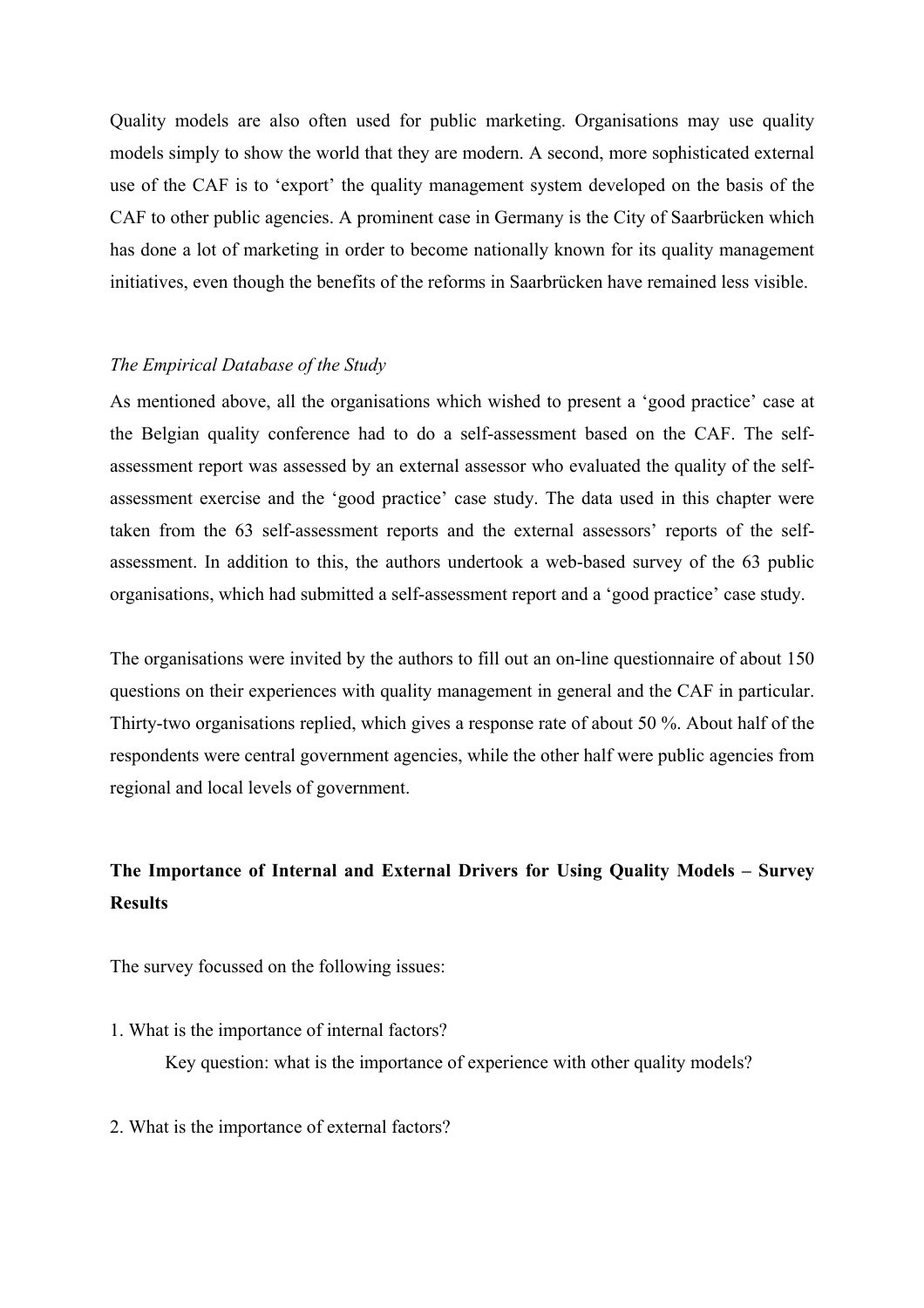Quality models are also often used for public marketing. Organisations may use quality models simply to show the world that they are modern. A second, more sophisticated external use of the CAF is to 'export' the quality management system developed on the basis of the CAF to other public agencies. A prominent case in Germany is the City of Saarbrücken which has done a lot of marketing in order to become nationally known for its quality management initiatives, even though the benefits of the reforms in Saarbrücken have remained less visible.

### *The Empirical Database of the Study*

As mentioned above, all the organisations which wished to present a 'good practice' case at the Belgian quality conference had to do a self-assessment based on the CAF. The self-assessment report was assessed by an external assessor who evaluated the quality of the self-assessment exercise and the 'good practice' case study. The data used in this chapter were taken from the 63 self-assessment reports and the external assessors' reports of the self-assessment. In addition to this, the authors undertook a web-based survey of the 63 public organisations, which had submitted a self-assessment report and a 'good practice' case study.

The organisations were invited by the authors to fill out an on-line questionnaire of about 150 questions on their experiences with quality management in general and the CAF in particular. Thirty-two organisations replied, which gives a response rate of about 50 %. About half of the respondents were central government agencies, while the other half were public agencies from regional and local levels of government.

## **The Importance of Internal and External Drivers for Using Quality Models – Survey Results**

The survey focussed on the following issues:

1. What is the importance of internal factors?

    Key question: what is the importance of experience with other quality models?

2. What is the importance of external factors?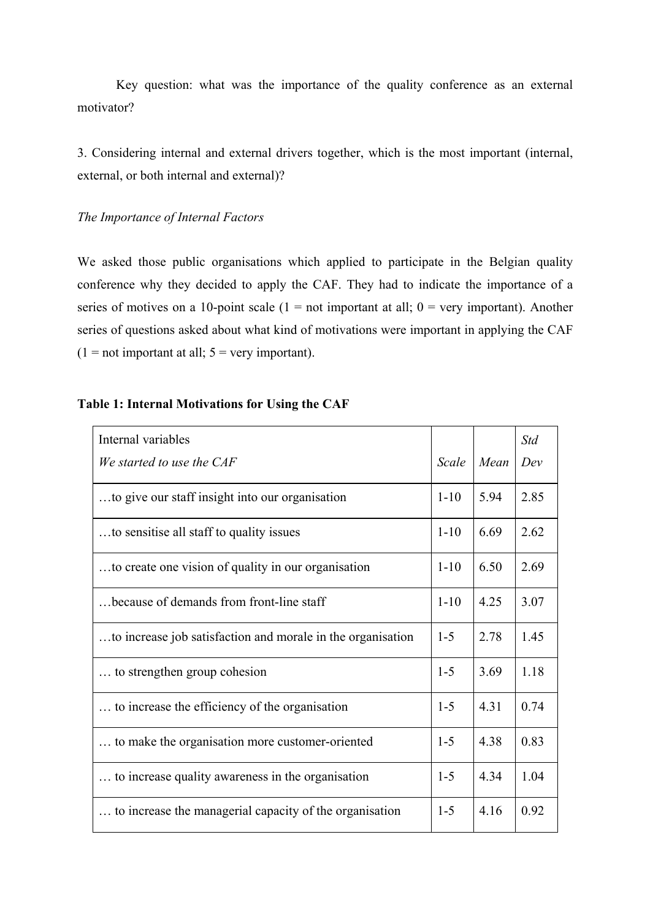Key question: what was the importance of the quality conference as an external motivator?

3. Considering internal and external drivers together, which is the most important (internal, external, or both internal and external)?

*The Importance of Internal Factors*

We asked those public organisations which applied to participate in the Belgian quality conference why they decided to apply the CAF. They had to indicate the importance of a series of motives on a 10-point scale (1 = not important at all; 0 = very important). Another series of questions asked about what kind of motivations were important in applying the CAF (1 = not important at all; 5 = very important).

**Table 1: Internal Motivations for Using the CAF**

| Internal variables<br>*We started to use the CAF* | *Scale* | *Mean* | *Std Dev* |
|---|---|---|---|
| …to give our staff insight into our organisation | 1-10 | 5.94 | 2.85 |
| …to sensitise all staff to quality issues | 1-10 | 6.69 | 2.62 |
| …to create one vision of quality in our organisation | 1-10 | 6.50 | 2.69 |
| …because of demands from front-line staff | 1-10 | 4.25 | 3.07 |
| …to increase job satisfaction and morale in the organisation | 1-5 | 2.78 | 1.45 |
| … to strengthen group cohesion | 1-5 | 3.69 | 1.18 |
| … to increase the efficiency of the organisation | 1-5 | 4.31 | 0.74 |
| … to make the organisation more customer-oriented | 1-5 | 4.38 | 0.83 |
| … to increase quality awareness in the organisation | 1-5 | 4.34 | 1.04 |
| … to increase the managerial capacity of the organisation | 1-5 | 4.16 | 0.92 |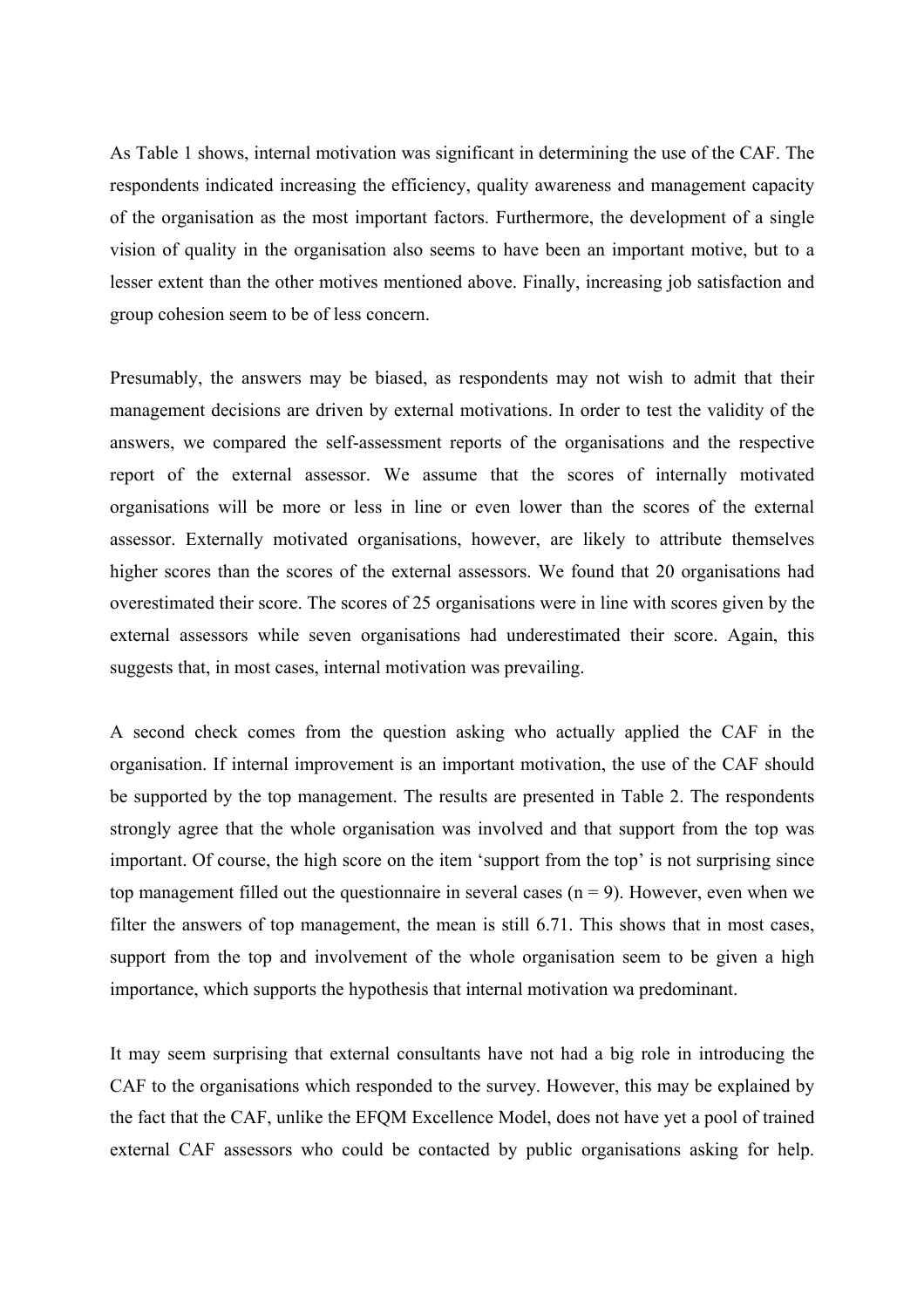As Table 1 shows, internal motivation was significant in determining the use of the CAF. The respondents indicated increasing the efficiency, quality awareness and management capacity of the organisation as the most important factors. Furthermore, the development of a single vision of quality in the organisation also seems to have been an important motive, but to a lesser extent than the other motives mentioned above. Finally, increasing job satisfaction and group cohesion seem to be of less concern.

Presumably, the answers may be biased, as respondents may not wish to admit that their management decisions are driven by external motivations. In order to test the validity of the answers, we compared the self-assessment reports of the organisations and the respective report of the external assessor. We assume that the scores of internally motivated organisations will be more or less in line or even lower than the scores of the external assessor. Externally motivated organisations, however, are likely to attribute themselves higher scores than the scores of the external assessors. We found that 20 organisations had overestimated their score. The scores of 25 organisations were in line with scores given by the external assessors while seven organisations had underestimated their score. Again, this suggests that, in most cases, internal motivation was prevailing.

A second check comes from the question asking who actually applied the CAF in the organisation. If internal improvement is an important motivation, the use of the CAF should be supported by the top management. The results are presented in Table 2. The respondents strongly agree that the whole organisation was involved and that support from the top was important. Of course, the high score on the item 'support from the top' is not surprising since top management filled out the questionnaire in several cases (n = 9). However, even when we filter the answers of top management, the mean is still 6.71. This shows that in most cases, support from the top and involvement of the whole organisation seem to be given a high importance, which supports the hypothesis that internal motivation wa predominant.

It may seem surprising that external consultants have not had a big role in introducing the CAF to the organisations which responded to the survey. However, this may be explained by the fact that the CAF, unlike the EFQM Excellence Model, does not have yet a pool of trained external CAF assessors who could be contacted by public organisations asking for help.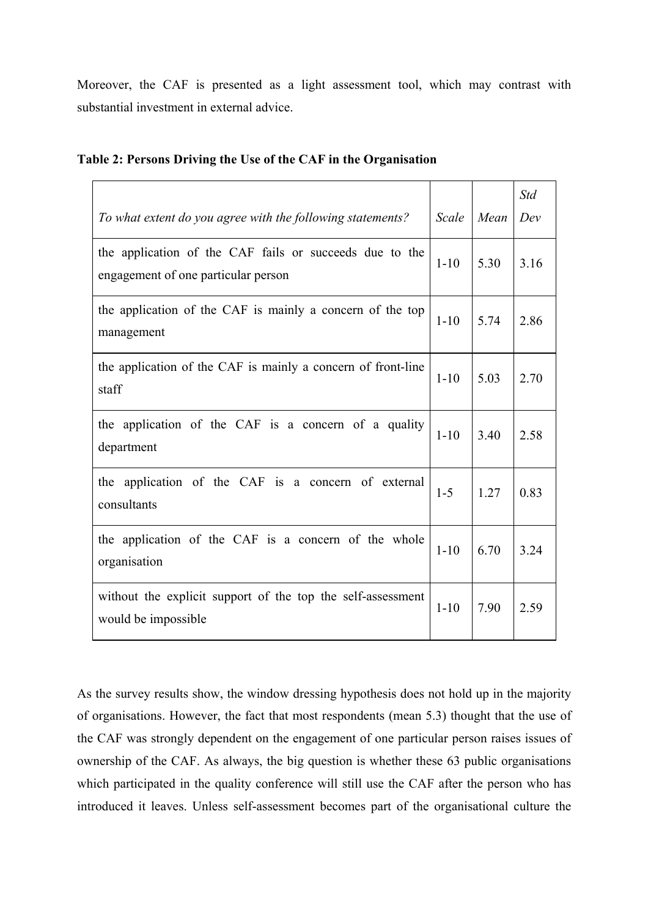Moreover, the CAF is presented as a light assessment tool, which may contrast with substantial investment in external advice.

**Table 2: Persons Driving the Use of the CAF in the Organisation**

| *To what extent do you agree with the following statements?* | *Scale* | *Mean* | *Std Dev* |
|---|---|---|---|
| the application of the CAF fails or succeeds due to the engagement of one particular person | 1-10 | 5.30 | 3.16 |
| the application of the CAF is mainly a concern of the top management | 1-10 | 5.74 | 2.86 |
| the application of the CAF is mainly a concern of front-line staff | 1-10 | 5.03 | 2.70 |
| the application of the CAF is a concern of a quality department | 1-10 | 3.40 | 2.58 |
| the application of the CAF is a concern of external consultants | 1-5 | 1.27 | 0.83 |
| the application of the CAF is a concern of the whole organisation | 1-10 | 6.70 | 3.24 |
| without the explicit support of the top the self-assessment would be impossible | 1-10 | 7.90 | 2.59 |

As the survey results show, the window dressing hypothesis does not hold up in the majority of organisations. However, the fact that most respondents (mean 5.3) thought that the use of the CAF was strongly dependent on the engagement of one particular person raises issues of ownership of the CAF. As always, the big question is whether these 63 public organisations which participated in the quality conference will still use the CAF after the person who has introduced it leaves. Unless self-assessment becomes part of the organisational culture the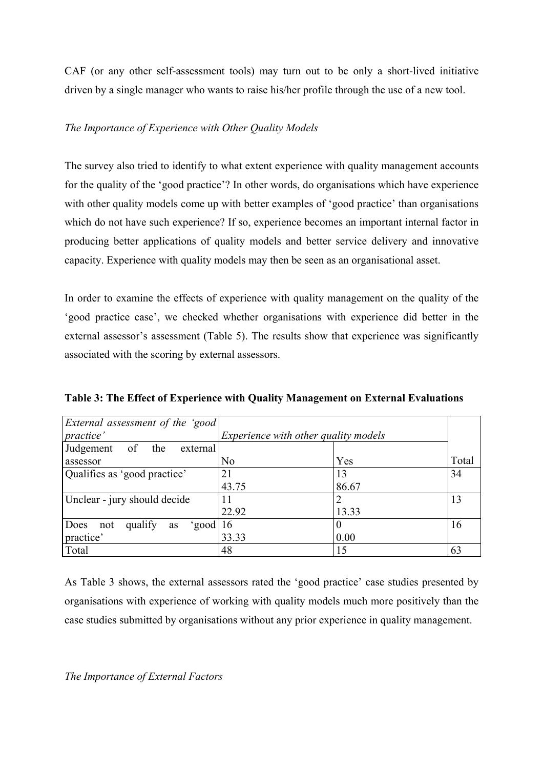CAF (or any other self-assessment tools) may turn out to be only a short-lived initiative driven by a single manager who wants to raise his/her profile through the use of a new tool.

*The Importance of Experience with Other Quality Models*

The survey also tried to identify to what extent experience with quality management accounts for the quality of the 'good practice'? In other words, do organisations which have experience with other quality models come up with better examples of 'good practice' than organisations which do not have such experience? If so, experience becomes an important internal factor in producing better applications of quality models and better service delivery and innovative capacity. Experience with quality models may then be seen as an organisational asset.

In order to examine the effects of experience with quality management on the quality of the 'good practice case', we checked whether organisations with experience did better in the external assessor's assessment (Table 5). The results show that experience was significantly associated with the scoring by external assessors.

**Table 3: The Effect of Experience with Quality Management on External Evaluations**

| *External assessment of the 'good practice'* | *Experience with other quality models* | | |
|---|---|---|---|
| Judgement of the external assessor | No | Yes | Total |
| Qualifies as 'good practice' | 21<br>43.75 | 13<br>86.67 | 34 |
| Unclear - jury should decide | 11<br>22.92 | 2<br>13.33 | 13 |
| Does not qualify as 'good practice' | 16<br>33.33 | 0<br>0.00 | 16 |
| Total | 48 | 15 | 63 |

As Table 3 shows, the external assessors rated the 'good practice' case studies presented by organisations with experience of working with quality models much more positively than the case studies submitted by organisations without any prior experience in quality management.

*The Importance of External Factors*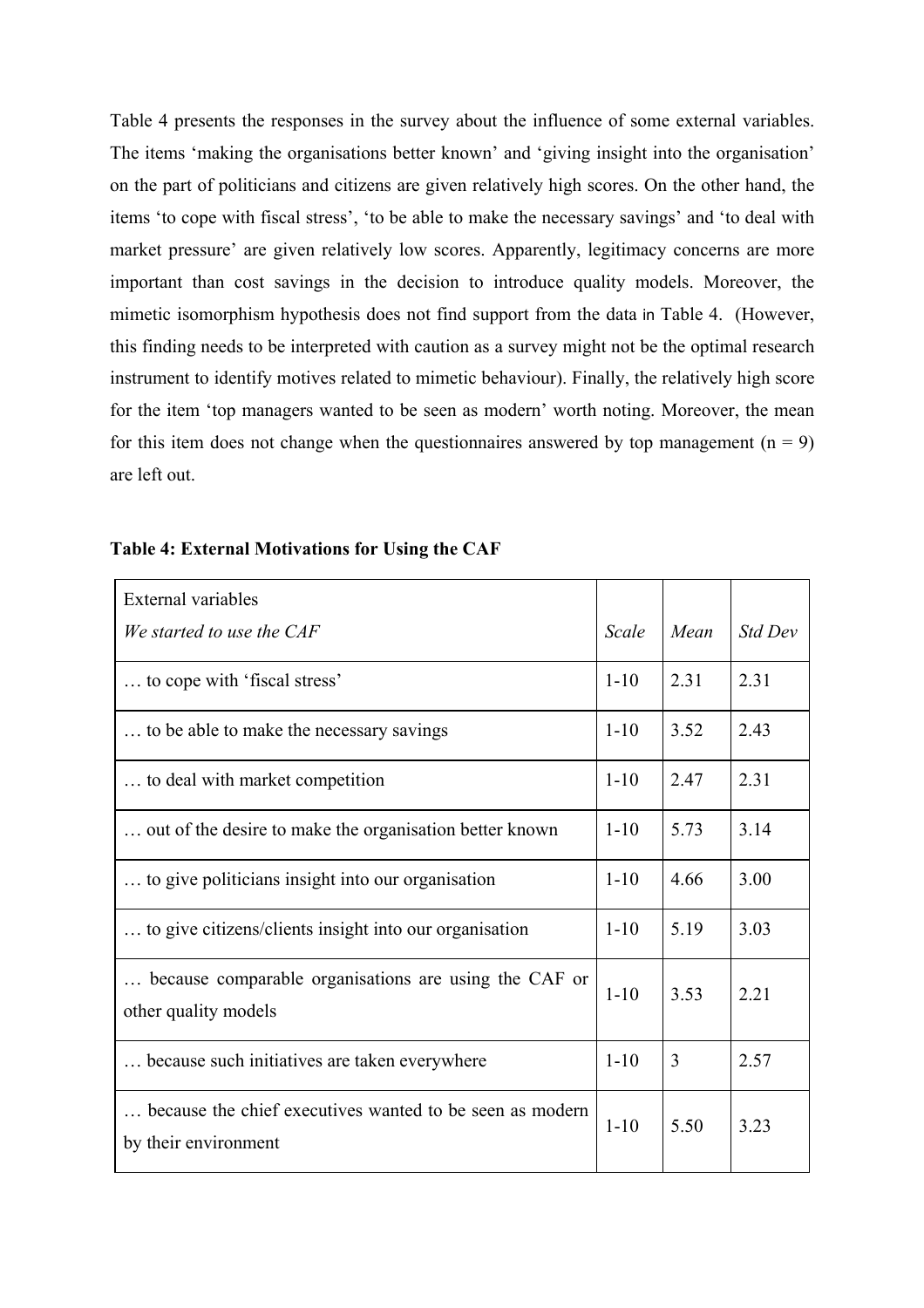Table 4 presents the responses in the survey about the influence of some external variables. The items 'making the organisations better known' and 'giving insight into the organisation' on the part of politicians and citizens are given relatively high scores. On the other hand, the items 'to cope with fiscal stress', 'to be able to make the necessary savings' and 'to deal with market pressure' are given relatively low scores. Apparently, legitimacy concerns are more important than cost savings in the decision to introduce quality models. Moreover, the mimetic isomorphism hypothesis does not find support from the data in Table 4. (However, this finding needs to be interpreted with caution as a survey might not be the optimal research instrument to identify motives related to mimetic behaviour). Finally, the relatively high score for the item 'top managers wanted to be seen as modern' worth noting. Moreover, the mean for this item does not change when the questionnaires answered by top management (n = 9) are left out.

**Table 4: External Motivations for Using the CAF**

| External variables<br>*We started to use the CAF* | *Scale* | *Mean* | *Std Dev* |
|---|---|---|---|
| … to cope with 'fiscal stress' | 1-10 | 2.31 | 2.31 |
| … to be able to make the necessary savings | 1-10 | 3.52 | 2.43 |
| … to deal with market competition | 1-10 | 2.47 | 2.31 |
| … out of the desire to make the organisation better known | 1-10 | 5.73 | 3.14 |
| … to give politicians insight into our organisation | 1-10 | 4.66 | 3.00 |
| … to give citizens/clients insight into our organisation | 1-10 | 5.19 | 3.03 |
| … because comparable organisations are using the CAF or other quality models | 1-10 | 3.53 | 2.21 |
| … because such initiatives are taken everywhere | 1-10 | 3 | 2.57 |
| … because the chief executives wanted to be seen as modern by their environment | 1-10 | 5.50 | 3.23 |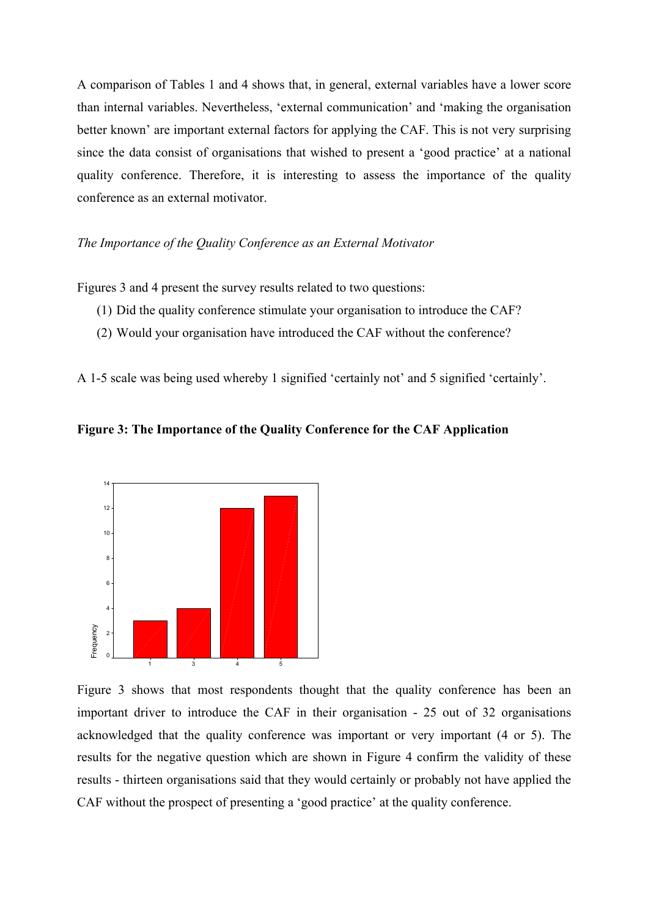A comparison of Tables 1 and 4 shows that, in general, external variables have a lower score than internal variables. Nevertheless, 'external communication' and 'making the organisation better known' are important external factors for applying the CAF. This is not very surprising since the data consist of organisations that wished to present a 'good practice' at a national quality conference. Therefore, it is interesting to assess the importance of the quality conference as an external motivator.

*The Importance of the Quality Conference as an External Motivator*

Figures 3 and 4 present the survey results related to two questions:

(1) Did the quality conference stimulate your organisation to introduce the CAF?

(2) Would your organisation have introduced the CAF without the conference?

A 1-5 scale was being used whereby 1 signified 'certainly not' and 5 signified 'certainly'.

**Figure 3: The Importance of the Quality Conference for the CAF Application**

Figure 3 shows that most respondents thought that the quality conference has been an important driver to introduce the CAF in their organisation - 25 out of 32 organisations acknowledged that the quality conference was important or very important (4 or 5). The results for the negative question which are shown in Figure 4 confirm the validity of these results - thirteen organisations said that they would certainly or probably not have applied the CAF without the prospect of presenting a 'good practice' at the quality conference.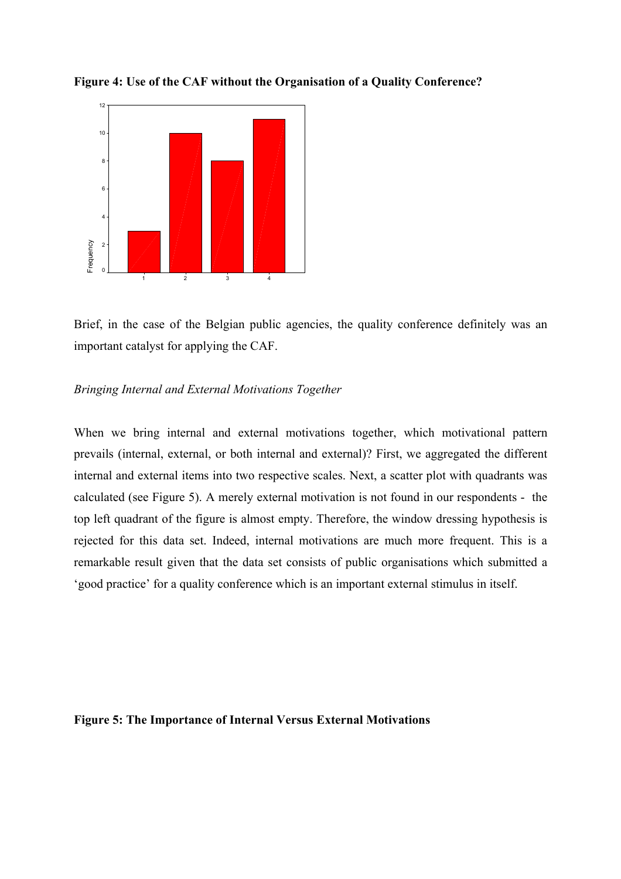**Figure 4: Use of the CAF without the Organisation of a Quality Conference?**

Brief, in the case of the Belgian public agencies, the quality conference definitely was an important catalyst for applying the CAF.

*Bringing Internal and External Motivations Together*

When we bring internal and external motivations together, which motivational pattern prevails (internal, external, or both internal and external)? First, we aggregated the different internal and external items into two respective scales. Next, a scatter plot with quadrants was calculated (see Figure 5). A merely external motivation is not found in our respondents - the top left quadrant of the figure is almost empty. Therefore, the window dressing hypothesis is rejected for this data set. Indeed, internal motivations are much more frequent. This is a remarkable result given that the data set consists of public organisations which submitted a 'good practice' for a quality conference which is an important external stimulus in itself.

**Figure 5: The Importance of Internal Versus External Motivations**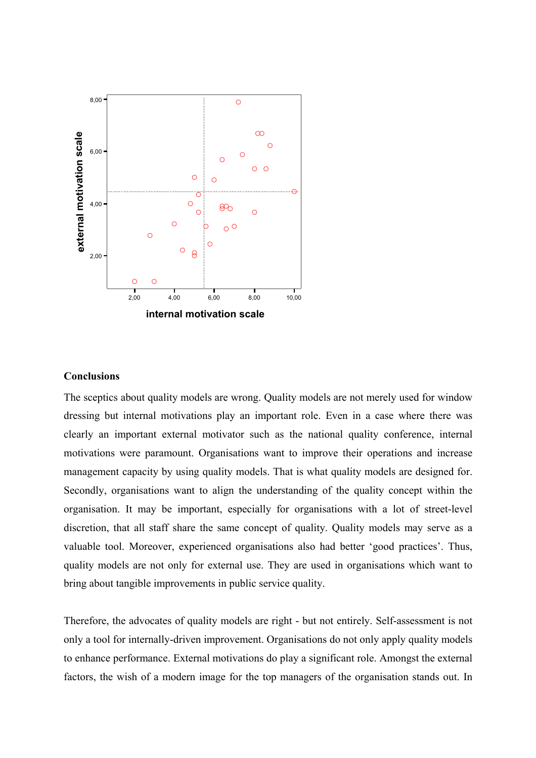## Conclusions

The sceptics about quality models are wrong. Quality models are not merely used for window dressing but internal motivations play an important role. Even in a case where there was clearly an important external motivator such as the national quality conference, internal motivations were paramount. Organisations want to improve their operations and increase management capacity by using quality models. That is what quality models are designed for. Secondly, organisations want to align the understanding of the quality concept within the organisation. It may be important, especially for organisations with a lot of street-level discretion, that all staff share the same concept of quality. Quality models may serve as a valuable tool. Moreover, experienced organisations also had better 'good practices'. Thus, quality models are not only for external use. They are used in organisations which want to bring about tangible improvements in public service quality.

Therefore, the advocates of quality models are right - but not entirely. Self-assessment is not only a tool for internally-driven improvement. Organisations do not only apply quality models to enhance performance. External motivations do play a significant role. Amongst the external factors, the wish of a modern image for the top managers of the organisation stands out. In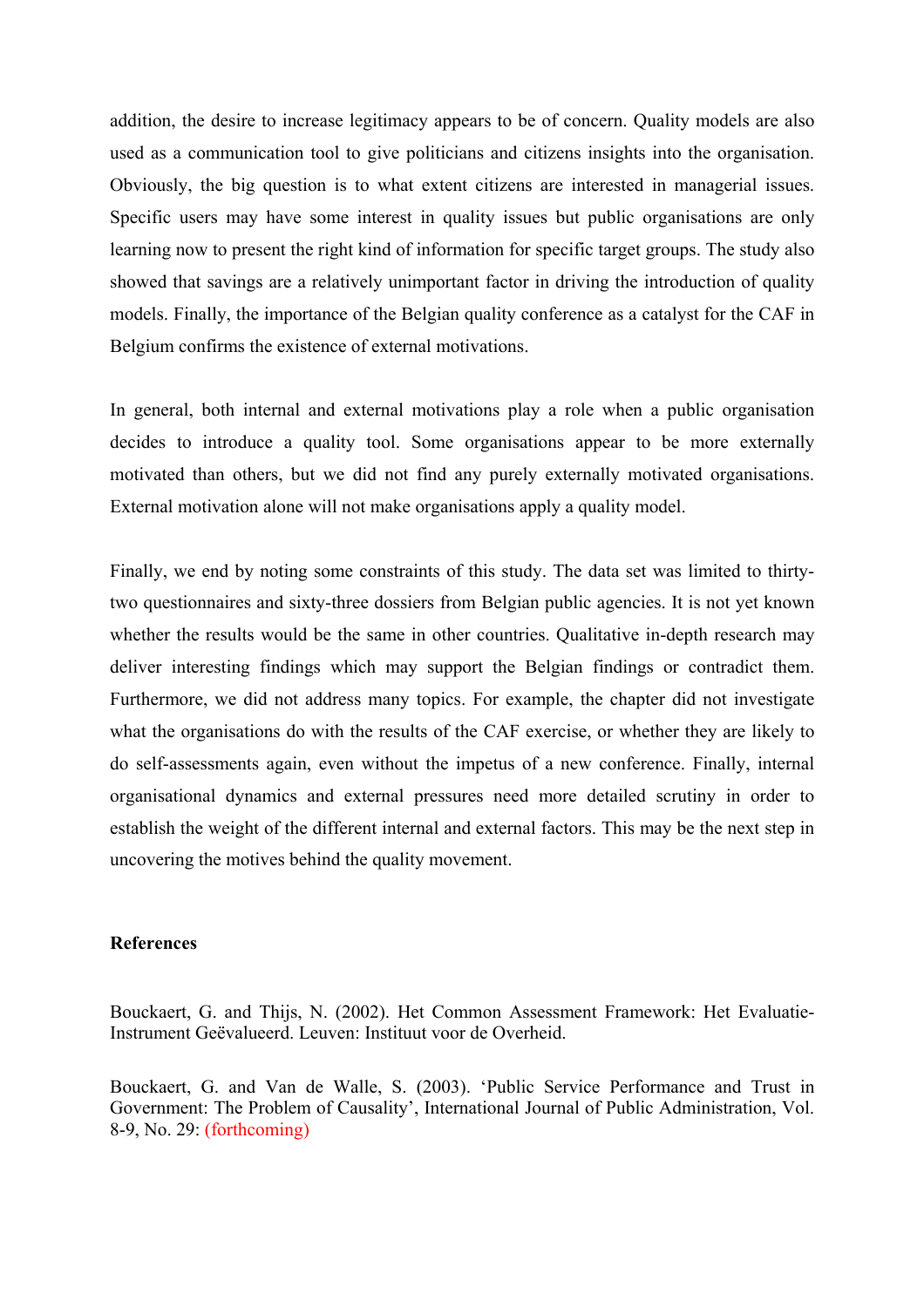addition, the desire to increase legitimacy appears to be of concern. Quality models are also used as a communication tool to give politicians and citizens insights into the organisation. Obviously, the big question is to what extent citizens are interested in managerial issues. Specific users may have some interest in quality issues but public organisations are only learning now to present the right kind of information for specific target groups. The study also showed that savings are a relatively unimportant factor in driving the introduction of quality models. Finally, the importance of the Belgian quality conference as a catalyst for the CAF in Belgium confirms the existence of external motivations.

In general, both internal and external motivations play a role when a public organisation decides to introduce a quality tool. Some organisations appear to be more externally motivated than others, but we did not find any purely externally motivated organisations. External motivation alone will not make organisations apply a quality model.

Finally, we end by noting some constraints of this study. The data set was limited to thirty-two questionnaires and sixty-three dossiers from Belgian public agencies. It is not yet known whether the results would be the same in other countries. Qualitative in-depth research may deliver interesting findings which may support the Belgian findings or contradict them. Furthermore, we did not address many topics. For example, the chapter did not investigate what the organisations do with the results of the CAF exercise, or whether they are likely to do self-assessments again, even without the impetus of a new conference. Finally, internal organisational dynamics and external pressures need more detailed scrutiny in order to establish the weight of the different internal and external factors. This may be the next step in uncovering the motives behind the quality movement.

**References**

Bouckaert, G. and Thijs, N. (2002). Het Common Assessment Framework: Het Evaluatie-Instrument Geëvalueerd. Leuven: Instituut voor de Overheid.

Bouckaert, G. and Van de Walle, S. (2003). 'Public Service Performance and Trust in Government: The Problem of Causality', International Journal of Public Administration, Vol. 8-9, No. 29: (forthcoming)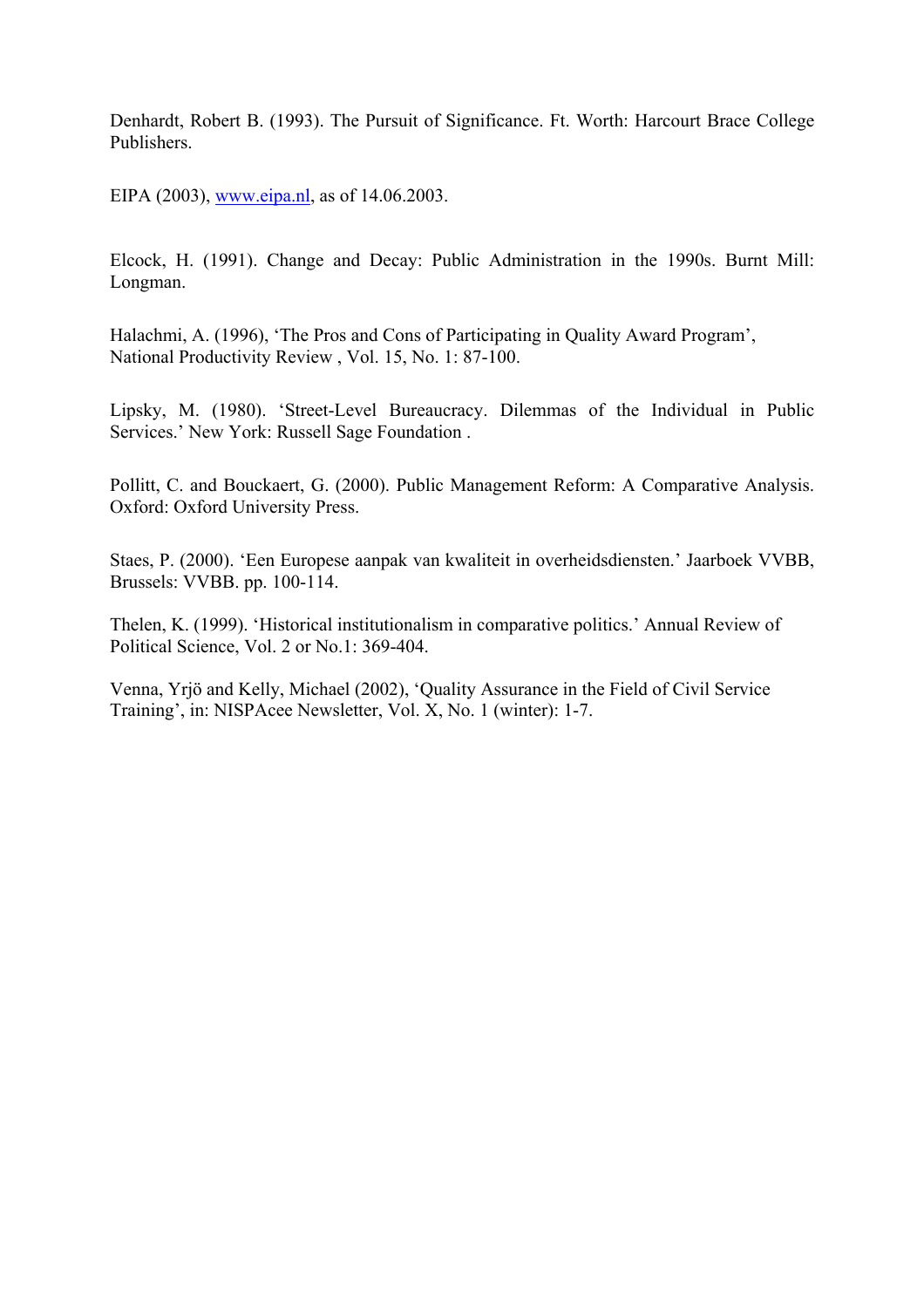Denhardt, Robert B. (1993). The Pursuit of Significance. Ft. Worth: Harcourt Brace College Publishers.

EIPA (2003), www.eipa.nl, as of 14.06.2003.

Elcock, H. (1991). Change and Decay: Public Administration in the 1990s. Burnt Mill: Longman.

Halachmi, A. (1996), 'The Pros and Cons of Participating in Quality Award Program', National Productivity Review , Vol. 15, No. 1: 87-100.

Lipsky, M. (1980). 'Street-Level Bureaucracy. Dilemmas of the Individual in Public Services.' New York: Russell Sage Foundation .

Pollitt, C. and Bouckaert, G. (2000). Public Management Reform: A Comparative Analysis. Oxford: Oxford University Press.

Staes, P. (2000). 'Een Europese aanpak van kwaliteit in overheidsdiensten.' Jaarboek VVBB, Brussels: VVBB. pp. 100-114.

Thelen, K. (1999). 'Historical institutionalism in comparative politics.' Annual Review of Political Science, Vol. 2 or No.1: 369-404.

Venna, Yrjö and Kelly, Michael (2002), 'Quality Assurance in the Field of Civil Service Training', in: NISPAcee Newsletter, Vol. X, No. 1 (winter): 1-7.